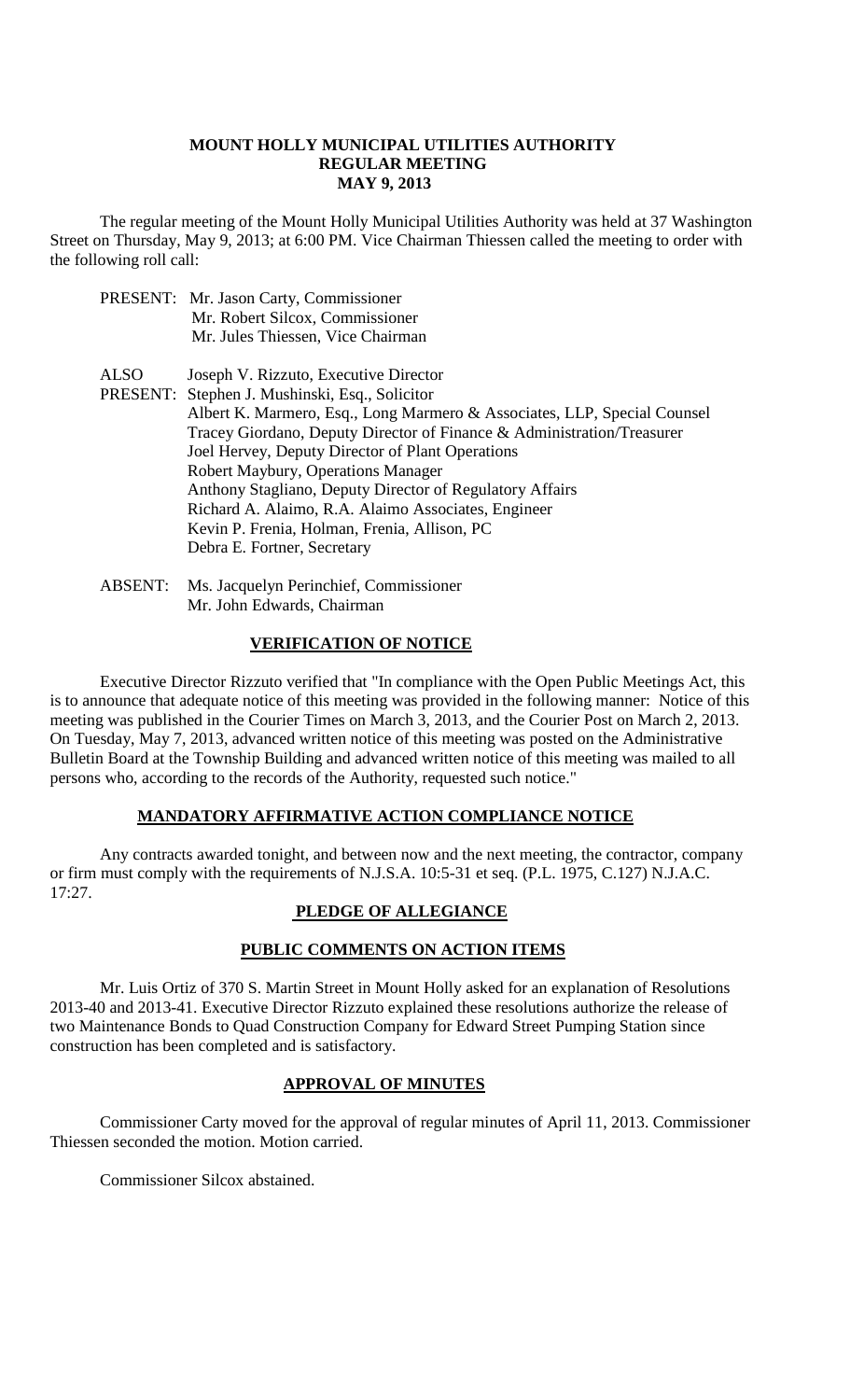# MOUNT HOLLY MUNICIPAL UTILITIES AUTHORITY
## REGULAR MEETING
## MAY 9, 2013

The regular meeting of the Mount Holly Municipal Utilities Authority was held at 37 Washington Street on Thursday, May 9, 2013; at 6:00 PM. Vice Chairman Thiessen called the meeting to order with the following roll call:

PRESENT: Mr. Jason Carty, Commissioner
Mr. Robert Silcox, Commissioner
Mr. Jules Thiessen, Vice Chairman

ALSO PRESENT: Joseph V. Rizzuto, Executive Director
Stephen J. Mushinski, Esq., Solicitor
Albert K. Marmero, Esq., Long Marmero & Associates, LLP, Special Counsel
Tracey Giordano, Deputy Director of Finance & Administration/Treasurer
Joel Hervey, Deputy Director of Plant Operations
Robert Maybury, Operations Manager
Anthony Stagliano, Deputy Director of Regulatory Affairs
Richard A. Alaimo, R.A. Alaimo Associates, Engineer
Kevin P. Frenia, Holman, Frenia, Allison, PC
Debra E. Fortner, Secretary

ABSENT: Ms. Jacquelyn Perinchief, Commissioner
Mr. John Edwards, Chairman

### VERIFICATION OF NOTICE

Executive Director Rizzuto verified that "In compliance with the Open Public Meetings Act, this is to announce that adequate notice of this meeting was provided in the following manner: Notice of this meeting was published in the Courier Times on March 3, 2013, and the Courier Post on March 2, 2013. On Tuesday, May 7, 2013, advanced written notice of this meeting was posted on the Administrative Bulletin Board at the Township Building and advanced written notice of this meeting was mailed to all persons who, according to the records of the Authority, requested such notice."

### MANDATORY AFFIRMATIVE ACTION COMPLIANCE NOTICE

Any contracts awarded tonight, and between now and the next meeting, the contractor, company or firm must comply with the requirements of N.J.S.A. 10:5-31 et seq. (P.L. 1975, C.127) N.J.A.C. 17:27.

### PLEDGE OF ALLEGIANCE

### PUBLIC COMMENTS ON ACTION ITEMS

Mr. Luis Ortiz of 370 S. Martin Street in Mount Holly asked for an explanation of Resolutions 2013-40 and 2013-41. Executive Director Rizzuto explained these resolutions authorize the release of two Maintenance Bonds to Quad Construction Company for Edward Street Pumping Station since construction has been completed and is satisfactory.

### APPROVAL OF MINUTES

Commissioner Carty moved for the approval of regular minutes of April 11, 2013. Commissioner Thiessen seconded the motion. Motion carried.

Commissioner Silcox abstained.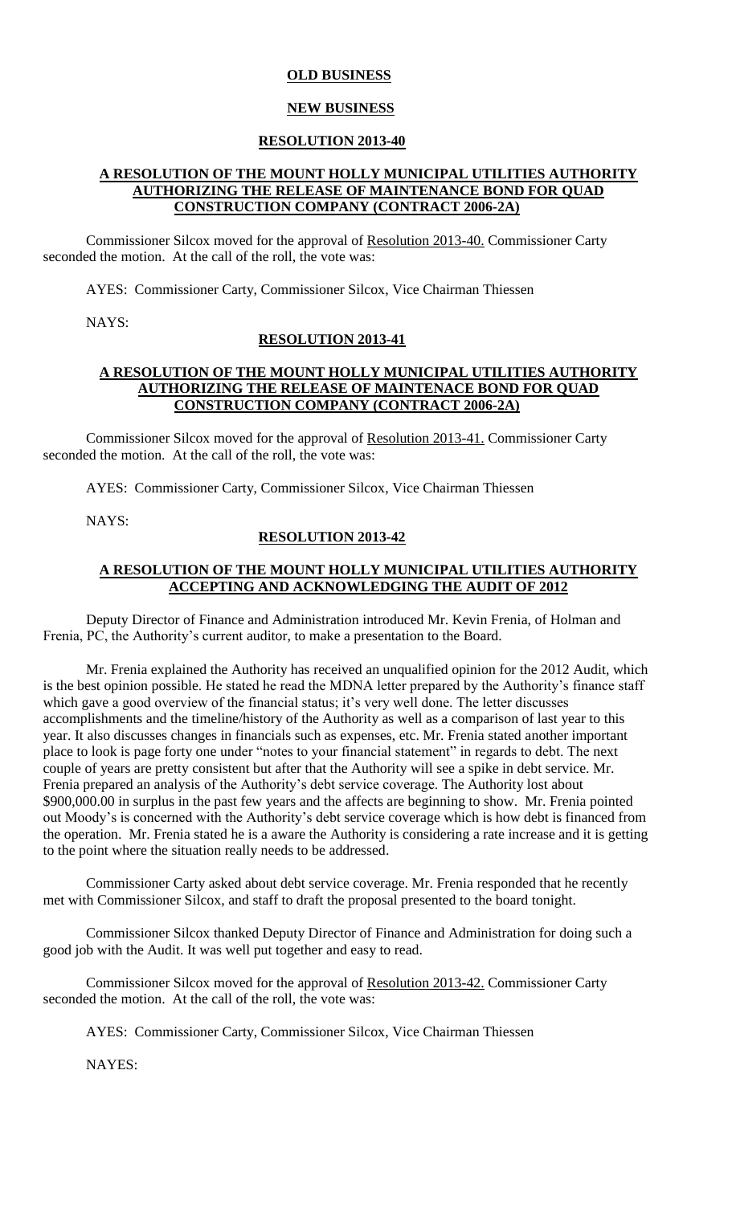## OLD BUSINESS

## NEW BUSINESS

### RESOLUTION 2013-40

### A RESOLUTION OF THE MOUNT HOLLY MUNICIPAL UTILITIES AUTHORITY AUTHORIZING THE RELEASE OF MAINTENANCE BOND FOR QUAD CONSTRUCTION COMPANY (CONTRACT 2006-2A)

Commissioner Silcox moved for the approval of Resolution 2013-40. Commissioner Carty seconded the motion. At the call of the roll, the vote was:

AYES: Commissioner Carty, Commissioner Silcox, Vice Chairman Thiessen

NAYS:

### RESOLUTION 2013-41

### A RESOLUTION OF THE MOUNT HOLLY MUNICIPAL UTILITIES AUTHORITY AUTHORIZING THE RELEASE OF MAINTENACE BOND FOR QUAD CONSTRUCTION COMPANY (CONTRACT 2006-2A)

Commissioner Silcox moved for the approval of Resolution 2013-41. Commissioner Carty seconded the motion. At the call of the roll, the vote was:

AYES: Commissioner Carty, Commissioner Silcox, Vice Chairman Thiessen

NAYS:

### RESOLUTION 2013-42

### A RESOLUTION OF THE MOUNT HOLLY MUNICIPAL UTILITIES AUTHORITY ACCEPTING AND ACKNOWLEDGING THE AUDIT OF 2012

Deputy Director of Finance and Administration introduced Mr. Kevin Frenia, of Holman and Frenia, PC, the Authority's current auditor, to make a presentation to the Board.

Mr. Frenia explained the Authority has received an unqualified opinion for the 2012 Audit, which is the best opinion possible. He stated he read the MDNA letter prepared by the Authority's finance staff which gave a good overview of the financial status; it's very well done. The letter discusses accomplishments and the timeline/history of the Authority as well as a comparison of last year to this year. It also discusses changes in financials such as expenses, etc. Mr. Frenia stated another important place to look is page forty one under "notes to your financial statement" in regards to debt. The next couple of years are pretty consistent but after that the Authority will see a spike in debt service. Mr. Frenia prepared an analysis of the Authority's debt service coverage. The Authority lost about \$900,000.00 in surplus in the past few years and the affects are beginning to show. Mr. Frenia pointed out Moody's is concerned with the Authority's debt service coverage which is how debt is financed from the operation. Mr. Frenia stated he is a aware the Authority is considering a rate increase and it is getting to the point where the situation really needs to be addressed.

Commissioner Carty asked about debt service coverage. Mr. Frenia responded that he recently met with Commissioner Silcox, and staff to draft the proposal presented to the board tonight.

Commissioner Silcox thanked Deputy Director of Finance and Administration for doing such a good job with the Audit. It was well put together and easy to read.

Commissioner Silcox moved for the approval of Resolution 2013-42. Commissioner Carty seconded the motion. At the call of the roll, the vote was:

AYES: Commissioner Carty, Commissioner Silcox, Vice Chairman Thiessen

NAYES: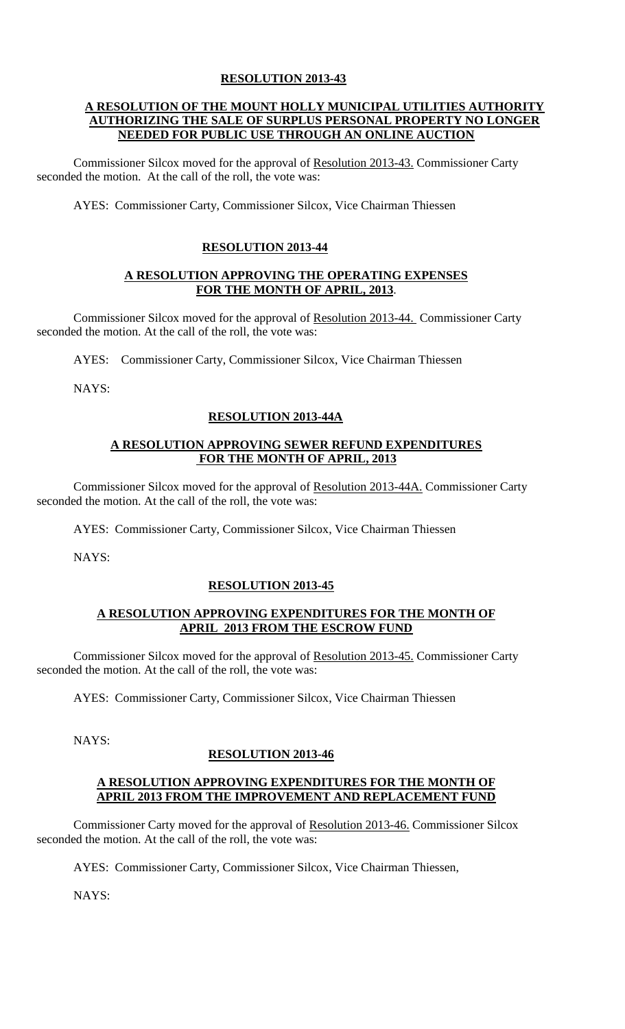**RESOLUTION 2013-43**

**A RESOLUTION OF THE MOUNT HOLLY MUNICIPAL UTILITIES AUTHORITY AUTHORIZING THE SALE OF SURPLUS PERSONAL PROPERTY NO LONGER NEEDED FOR PUBLIC USE THROUGH AN ONLINE AUCTION**

Commissioner Silcox moved for the approval of Resolution 2013-43. Commissioner Carty seconded the motion. At the call of the roll, the vote was:

AYES: Commissioner Carty, Commissioner Silcox, Vice Chairman Thiessen

**RESOLUTION 2013-44**

**A RESOLUTION APPROVING THE OPERATING EXPENSES FOR THE MONTH OF APRIL, 2013**.

Commissioner Silcox moved for the approval of Resolution 2013-44. Commissioner Carty seconded the motion. At the call of the roll, the vote was:

AYES: Commissioner Carty, Commissioner Silcox, Vice Chairman Thiessen

NAYS:

**RESOLUTION 2013-44A**

**A RESOLUTION APPROVING SEWER REFUND EXPENDITURES FOR THE MONTH OF APRIL, 2013**

Commissioner Silcox moved for the approval of Resolution 2013-44A. Commissioner Carty seconded the motion. At the call of the roll, the vote was:

AYES: Commissioner Carty, Commissioner Silcox, Vice Chairman Thiessen

NAYS:

**RESOLUTION 2013-45**

**A RESOLUTION APPROVING EXPENDITURES FOR THE MONTH OF APRIL 2013 FROM THE ESCROW FUND**

Commissioner Silcox moved for the approval of Resolution 2013-45. Commissioner Carty seconded the motion. At the call of the roll, the vote was:

AYES: Commissioner Carty, Commissioner Silcox, Vice Chairman Thiessen

NAYS:

**RESOLUTION 2013-46**

**A RESOLUTION APPROVING EXPENDITURES FOR THE MONTH OF APRIL 2013 FROM THE IMPROVEMENT AND REPLACEMENT FUND**

Commissioner Carty moved for the approval of Resolution 2013-46. Commissioner Silcox seconded the motion. At the call of the roll, the vote was:

AYES: Commissioner Carty, Commissioner Silcox, Vice Chairman Thiessen,

NAYS: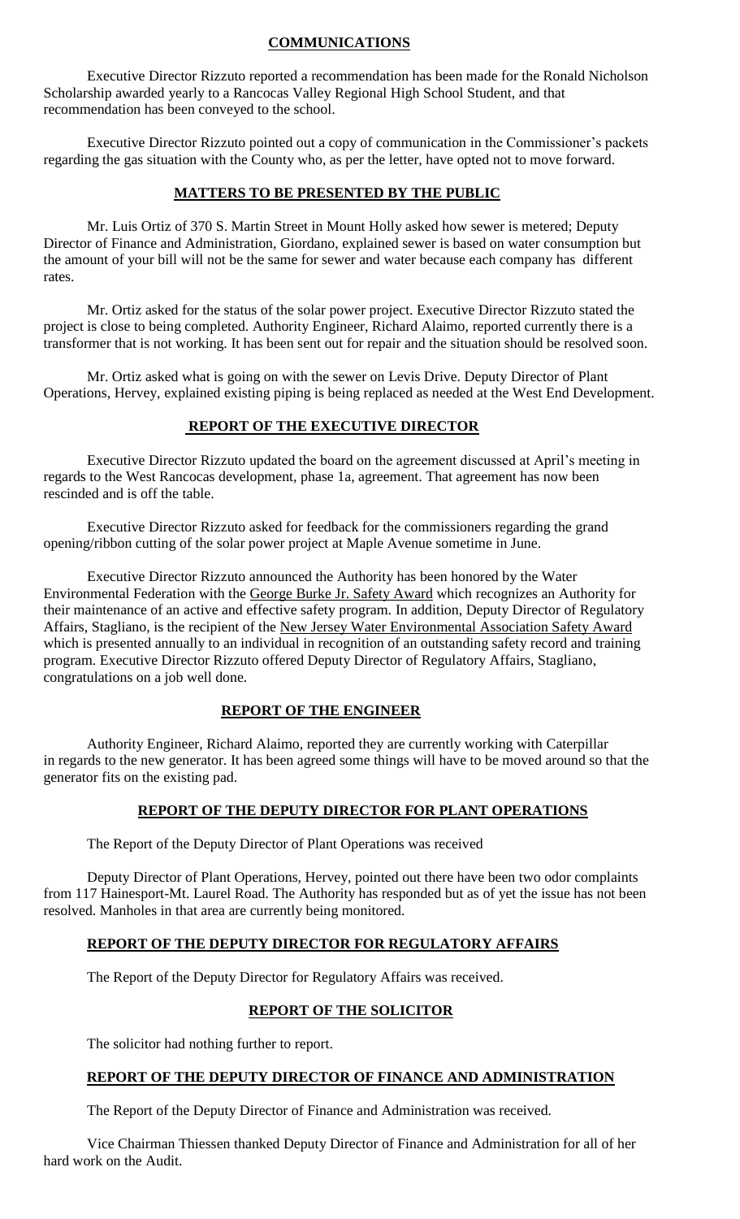## **COMMUNICATIONS**

Executive Director Rizzuto reported a recommendation has been made for the Ronald Nicholson Scholarship awarded yearly to a Rancocas Valley Regional High School Student, and that recommendation has been conveyed to the school.

Executive Director Rizzuto pointed out a copy of communication in the Commissioner's packets regarding the gas situation with the County who, as per the letter, have opted not to move forward.

## **MATTERS TO BE PRESENTED BY THE PUBLIC**

Mr. Luis Ortiz of 370 S. Martin Street in Mount Holly asked how sewer is metered; Deputy Director of Finance and Administration, Giordano, explained sewer is based on water consumption but the amount of your bill will not be the same for sewer and water because each company has different rates.

Mr. Ortiz asked for the status of the solar power project. Executive Director Rizzuto stated the project is close to being completed. Authority Engineer, Richard Alaimo, reported currently there is a transformer that is not working. It has been sent out for repair and the situation should be resolved soon.

Mr. Ortiz asked what is going on with the sewer on Levis Drive. Deputy Director of Plant Operations, Hervey, explained existing piping is being replaced as needed at the West End Development.

## **REPORT OF THE EXECUTIVE DIRECTOR**

Executive Director Rizzuto updated the board on the agreement discussed at April's meeting in regards to the West Rancocas development, phase 1a, agreement. That agreement has now been rescinded and is off the table.

Executive Director Rizzuto asked for feedback for the commissioners regarding the grand opening/ribbon cutting of the solar power project at Maple Avenue sometime in June.

Executive Director Rizzuto announced the Authority has been honored by the Water Environmental Federation with the George Burke Jr. Safety Award which recognizes an Authority for their maintenance of an active and effective safety program. In addition, Deputy Director of Regulatory Affairs, Stagliano, is the recipient of the New Jersey Water Environmental Association Safety Award which is presented annually to an individual in recognition of an outstanding safety record and training program. Executive Director Rizzuto offered Deputy Director of Regulatory Affairs, Stagliano, congratulations on a job well done.

## **REPORT OF THE ENGINEER**

Authority Engineer, Richard Alaimo, reported they are currently working with Caterpillar in regards to the new generator. It has been agreed some things will have to be moved around so that the generator fits on the existing pad.

## **REPORT OF THE DEPUTY DIRECTOR FOR PLANT OPERATIONS**

The Report of the Deputy Director of Plant Operations was received

Deputy Director of Plant Operations, Hervey, pointed out there have been two odor complaints from 117 Hainesport-Mt. Laurel Road. The Authority has responded but as of yet the issue has not been resolved. Manholes in that area are currently being monitored.

## **REPORT OF THE DEPUTY DIRECTOR FOR REGULATORY AFFAIRS**

The Report of the Deputy Director for Regulatory Affairs was received.

## **REPORT OF THE SOLICITOR**

The solicitor had nothing further to report.

## **REPORT OF THE DEPUTY DIRECTOR OF FINANCE AND ADMINISTRATION**

The Report of the Deputy Director of Finance and Administration was received.

Vice Chairman Thiessen thanked Deputy Director of Finance and Administration for all of her hard work on the Audit.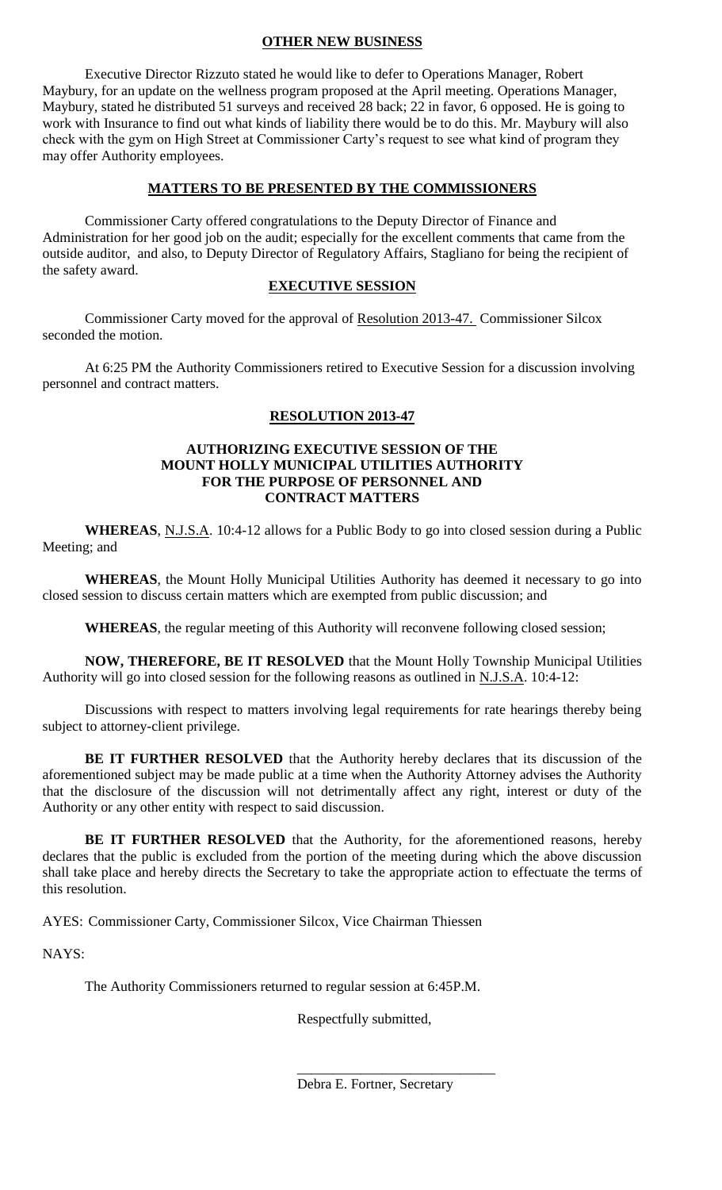## OTHER NEW BUSINESS

Executive Director Rizzuto stated he would like to defer to Operations Manager, Robert Maybury, for an update on the wellness program proposed at the April meeting. Operations Manager, Maybury, stated he distributed 51 surveys and received 28 back; 22 in favor, 6 opposed. He is going to work with Insurance to find out what kinds of liability there would be to do this. Mr. Maybury will also check with the gym on High Street at Commissioner Carty's request to see what kind of program they may offer Authority employees.

## MATTERS TO BE PRESENTED BY THE COMMISSIONERS

Commissioner Carty offered congratulations to the Deputy Director of Finance and Administration for her good job on the audit; especially for the excellent comments that came from the outside auditor, and also, to Deputy Director of Regulatory Affairs, Stagliano for being the recipient of the safety award.

## EXECUTIVE SESSION

Commissioner Carty moved for the approval of Resolution 2013-47. Commissioner Silcox seconded the motion.

At 6:25 PM the Authority Commissioners retired to Executive Session for a discussion involving personnel and contract matters.

## RESOLUTION 2013-47

### AUTHORIZING EXECUTIVE SESSION OF THE MOUNT HOLLY MUNICIPAL UTILITIES AUTHORITY FOR THE PURPOSE OF PERSONNEL AND CONTRACT MATTERS

**WHEREAS**, N.J.S.A. 10:4-12 allows for a Public Body to go into closed session during a Public Meeting; and

**WHEREAS**, the Mount Holly Municipal Utilities Authority has deemed it necessary to go into closed session to discuss certain matters which are exempted from public discussion; and

**WHEREAS**, the regular meeting of this Authority will reconvene following closed session;

**NOW, THEREFORE, BE IT RESOLVED** that the Mount Holly Township Municipal Utilities Authority will go into closed session for the following reasons as outlined in N.J.S.A. 10:4-12:

Discussions with respect to matters involving legal requirements for rate hearings thereby being subject to attorney-client privilege.

**BE IT FURTHER RESOLVED** that the Authority hereby declares that its discussion of the aforementioned subject may be made public at a time when the Authority Attorney advises the Authority that the disclosure of the discussion will not detrimentally affect any right, interest or duty of the Authority or any other entity with respect to said discussion.

**BE IT FURTHER RESOLVED** that the Authority, for the aforementioned reasons, hereby declares that the public is excluded from the portion of the meeting during which the above discussion shall take place and hereby directs the Secretary to take the appropriate action to effectuate the terms of this resolution.

AYES: Commissioner Carty, Commissioner Silcox, Vice Chairman Thiessen

NAYS:

The Authority Commissioners returned to regular session at 6:45P.M.

Respectfully submitted,

\_\_\_\_\_\_\_\_\_\_\_\_\_\_\_\_\_\_\_\_\_\_\_\_\_\_\_\_

Debra E. Fortner, Secretary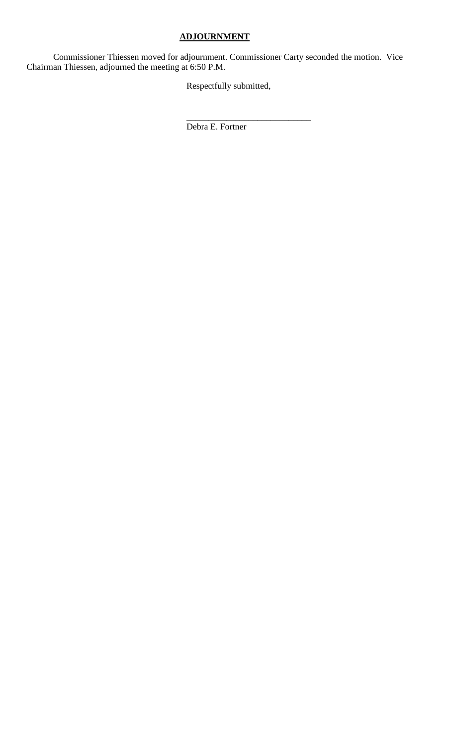## ADJOURNMENT

Commissioner Thiessen moved for adjournment. Commissioner Carty seconded the motion. Vice Chairman Thiessen, adjourned the meeting at 6:50 P.M.

Respectfully submitted,

____________________________

Debra E. Fortner